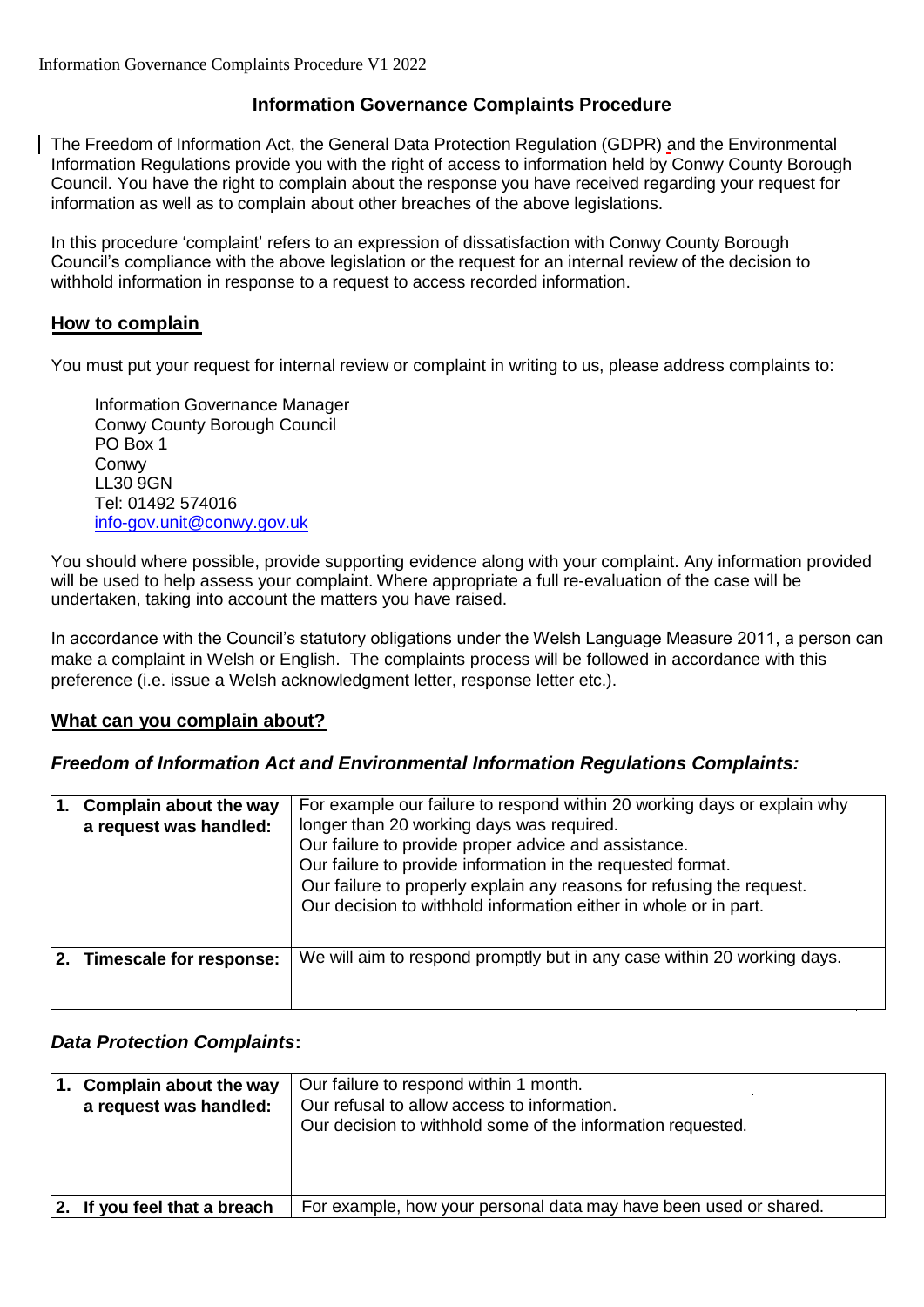# Information Governance Complaints Procedure

The Freedom of Information Act, the General Data Protection Regulation (GDPR) and the Environmental Information Regulations provide you with the right of access to information held by Conwy County Borough Council. You have the right to complain about the response you have received regarding your request for information as well as to complain about other breaches of the above legislations.

In this procedure 'complaint' refers to an expression of dissatisfaction with Conwy County Borough Council's compliance with the above legislation or the request for an internal review of the decision to withhold information in response to a request to access recorded information.

## How to complain

You must put your request for internal review or complaint in writing to us, please address complaints to:

Information Governance Manager
Conwy County Borough Council
PO Box 1
Conwy
LL30 9GN
Tel: 01492 574016
info-gov.unit@conwy.gov.uk

You should where possible, provide supporting evidence along with your complaint. Any information provided will be used to help assess your complaint. Where appropriate a full re-evaluation of the case will be undertaken, taking into account the matters you have raised.

In accordance with the Council's statutory obligations under the Welsh Language Measure 2011, a person can make a complaint in Welsh or English. The complaints process will be followed in accordance with this preference (i.e. issue a Welsh acknowledgment letter, response letter etc.).

## What can you complain about?

### *Freedom of Information Act and Environmental Information Regulations Complaints:*

| | |
|---|---|
| **1. Complain about the way a request was handled:** | For example our failure to respond within 20 working days or explain why longer than 20 working days was required.<br>Our failure to provide proper advice and assistance.<br>Our failure to provide information in the requested format.<br>Our failure to properly explain any reasons for refusing the request.<br>Our decision to withhold information either in whole or in part. |
| **2. Timescale for response:** | We will aim to respond promptly but in any case within 20 working days. |

### *Data Protection Complaints***:**

| | |
|---|---|
| **1. Complain about the way a request was handled:** | Our failure to respond within 1 month.<br>Our refusal to allow access to information.<br>Our decision to withhold some of the information requested. |
| **2. If you feel that a breach** | For example, how your personal data may have been used or shared. |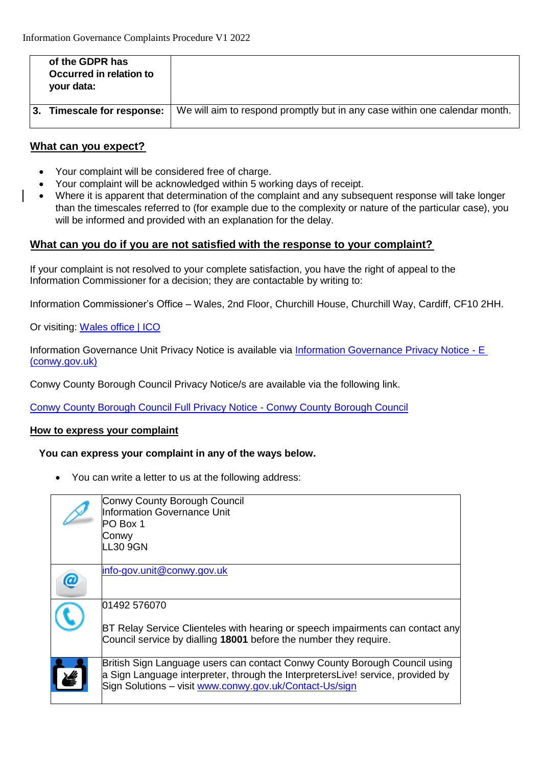| of the GDPR has Occurred in relation to your data: | |
|---|---|
| 3. Timescale for response: | We will aim to respond promptly but in any case within one calendar month. |

## What can you expect?

- Your complaint will be considered free of charge.
- Your complaint will be acknowledged within 5 working days of receipt.
- Where it is apparent that determination of the complaint and any subsequent response will take longer than the timescales referred to (for example due to the complexity or nature of the particular case), you will be informed and provided with an explanation for the delay.

## What can you do if you are not satisfied with the response to your complaint?

If your complaint is not resolved to your complete satisfaction, you have the right of appeal to the Information Commissioner for a decision; they are contactable by writing to:

Information Commissioner's Office – Wales, 2nd Floor, Churchill House, Churchill Way, Cardiff, CF10 2HH.

Or visiting: Wales office | ICO

Information Governance Unit Privacy Notice is available via Information Governance Privacy Notice - E (conwy.gov.uk)

Conwy County Borough Council Privacy Notice/s are available via the following link.

Conwy County Borough Council Full Privacy Notice - Conwy County Borough Council

## How to express your complaint

**You can express your complaint in any of the ways below.**

- You can write a letter to us at the following address:

| | |
|---|---|
| | Conwy County Borough Council<br>Information Governance Unit<br>PO Box 1<br>Conwy<br>LL30 9GN |
| | info-gov.unit@conwy.gov.uk |
| | 01492 576070<br><br>BT Relay Service Clienteles with hearing or speech impairments can contact any Council service by dialling **18001** before the number they require. |
| | British Sign Language users can contact Conwy County Borough Council using a Sign Language interpreter, through the InterpretersLive! service, provided by Sign Solutions – visit www.conwy.gov.uk/Contact-Us/sign |